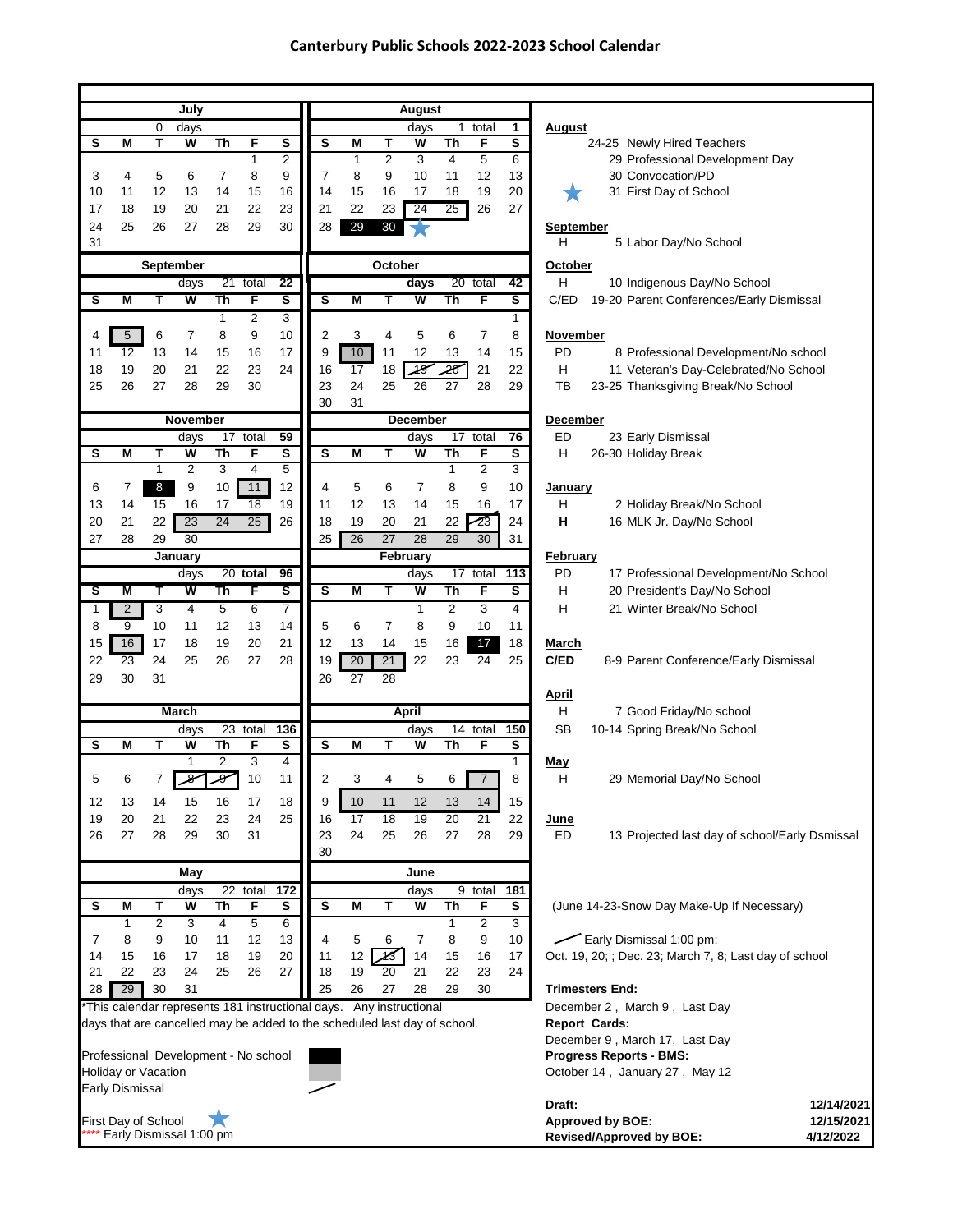# Canterbury Public Schools 2022-2023 School Calendar

## July

0 days

| S | M | T | W | Th | F | S |
|---|---|---|---|---|---|---|
| | | | | | 1 | 2 |
| 3 | 4 | 5 | 6 | 7 | 8 | 9 |
| 10 | 11 | 12 | 13 | 14 | 15 | 16 |
| 17 | 18 | 19 | 20 | 21 | 22 | 23 |
| 24 | 25 | 26 | 27 | 28 | 29 | 30 |
| 31 | | | | | | |

## August

days 1 total 1

| S | M | T | W | Th | F | S |
|---|---|---|---|---|---|---|
| | 1 | 2 | 3 | 4 | 5 | 6 |
| 7 | 8 | 9 | 10 | 11 | 12 | 13 |
| 14 | 15 | 16 | 17 | 18 | 19 | 20 |
| 21 | 22 | 23 | 24 | 25 | 26 | 27 |
| 28 | 29 | 30 | ★ | | | |

## September

days 21 total 22

| S | M | T | W | Th | F | S |
|---|---|---|---|---|---|---|
| | | | | 1 | 2 | 3 |
| 4 | 5 | 6 | 7 | 8 | 9 | 10 |
| 11 | 12 | 13 | 14 | 15 | 16 | 17 |
| 18 | 19 | 20 | 21 | 22 | 23 | 24 |
| 25 | 26 | 27 | 28 | 29 | 30 | |

## October

days 20 total 42

| S | M | T | W | Th | F | S |
|---|---|---|---|---|---|---|
| | | | | | | 1 |
| 2 | 3 | 4 | 5 | 6 | 7 | 8 |
| 9 | 10 | 11 | 12 | 13 | 14 | 15 |
| 16 | 17 | 18 | 19 | 20 | 21 | 22 |
| 23 | 24 | 25 | 26 | 27 | 28 | 29 |
| 30 | 31 | | | | | |

## November

days 17 total 59

| S | M | T | W | Th | F | S |
|---|---|---|---|---|---|---|
| | | 1 | 2 | 3 | 4 | 5 |
| 6 | 7 | 8 | 9 | 10 | 11 | 12 |
| 13 | 14 | 15 | 16 | 17 | 18 | 19 |
| 20 | 21 | 22 | 23 | 24 | 25 | 26 |
| 27 | 28 | 29 | 30 | | | |

## December

days 17 total 76

| S | M | T | W | Th | F | S |
|---|---|---|---|---|---|---|
| | | | | 1 | 2 | 3 |
| 4 | 5 | 6 | 7 | 8 | 9 | 10 |
| 11 | 12 | 13 | 14 | 15 | 16 | 17 |
| 18 | 19 | 20 | 21 | 22 | 23 | 24 |
| 25 | 26 | 27 | 28 | 29 | 30 | 31 |

## January

days 20 total 96

| S | M | T | W | Th | F | S |
|---|---|---|---|---|---|---|
| 1 | 2 | 3 | 4 | 5 | 6 | 7 |
| 8 | 9 | 10 | 11 | 12 | 13 | 14 |
| 15 | 16 | 17 | 18 | 19 | 20 | 21 |
| 22 | 23 | 24 | 25 | 26 | 27 | 28 |
| 29 | 30 | 31 | | | | |

## February

days 17 total 113

| S | M | T | W | Th | F | S |
|---|---|---|---|---|---|---|
| | | | 1 | 2 | 3 | 4 |
| 5 | 6 | 7 | 8 | 9 | 10 | 11 |
| 12 | 13 | 14 | 15 | 16 | 17 | 18 |
| 19 | 20 | 21 | 22 | 23 | 24 | 25 |
| 26 | 27 | 28 | | | | |

## March

days 23 total 136

| S | M | T | W | Th | F | S |
|---|---|---|---|---|---|---|
| | | | 1 | 2 | 3 | 4 |
| 5 | 6 | 7 | 8 | 9 | 10 | 11 |
| 12 | 13 | 14 | 15 | 16 | 17 | 18 |
| 19 | 20 | 21 | 22 | 23 | 24 | 25 |
| 26 | 27 | 28 | 29 | 30 | 31 | |

## April

days 14 total 150

| S | M | T | W | Th | F | S |
|---|---|---|---|---|---|---|
| | | | | | | 1 |
| 2 | 3 | 4 | 5 | 6 | 7 | 8 |
| 9 | 10 | 11 | 12 | 13 | 14 | 15 |
| 16 | 17 | 18 | 19 | 20 | 21 | 22 |
| 23 | 24 | 25 | 26 | 27 | 28 | 29 |
| 30 | | | | | | |

## May

days 22 total 172

| S | M | T | W | Th | F | S |
|---|---|---|---|---|---|---|
| | 1 | 2 | 3 | 4 | 5 | 6 |
| 7 | 8 | 9 | 10 | 11 | 12 | 13 |
| 14 | 15 | 16 | 17 | 18 | 19 | 20 |
| 21 | 22 | 23 | 24 | 25 | 26 | 27 |
| 28 | 29 | 30 | 31 | | | |

## June

days 9 total 181

| S | M | T | W | Th | F | S |
|---|---|---|---|---|---|---|
| | | | | 1 | 2 | 3 |
| 4 | 5 | 6 | 7 | 8 | 9 | 10 |
| 11 | 12 | 13 | 14 | 15 | 16 | 17 |
| 18 | 19 | 20 | 21 | 22 | 23 | 24 |
| 25 | 26 | 27 | 28 | 29 | 30 | |

*This calendar represents 181 instructional days. Any instructional days that are cancelled may be added to the scheduled last day of school.

Professional Development - No school (black)
Holiday or Vacation (gray)
Early Dismissal (slash)

First Day of School ★
**** Early Dismissal 1:00 pm

**August**
- 24-25 Newly Hired Teachers
- 29 Professional Development Day
- 30 Convocation/PD
- ★ 31 First Day of School

**September**
- H 5 Labor Day/No School

**October**
- H 10 Indigenous Day/No School
- C/ED 19-20 Parent Conferences/Early Dismissal

**November**
- PD 8 Professional Development/No school
- H 11 Veteran's Day-Celebrated/No School
- TB 23-25 Thanksgiving Break/No School

**December**
- ED 23 Early Dismissal
- H 26-30 Holiday Break

**January**
- H 2 Holiday Break/No School
- **H** 16 MLK Jr. Day/No School

**February**
- PD 17 Professional Development/No School
- H 20 President's Day/No School
- H 21 Winter Break/No School

**March**
- **C/ED** 8-9 Parent Conference/Early Dismissal

**April**
- H 7 Good Friday/No school
- SB 10-14 Spring Break/No School

**May**
- H 29 Memorial Day/No School

**June**
- ED 13 Projected last day of school/Early Dsmissal

(June 14-23-Snow Day Make-Up If Necessary)

Early Dismissal 1:00 pm:
Oct. 19, 20; ; Dec. 23; March 7, 8; Last day of school

**Trimesters End:**
December 2 , March 9 , Last Day

**Report Cards:**
December 9 , March 17, Last Day

**Progress Reports - BMS:**
October 14 , January 27 , May 12

**Draft:** 12/14/2021
**Approved by BOE:** 12/15/2021
**Revised/Approved by BOE:** 4/12/2022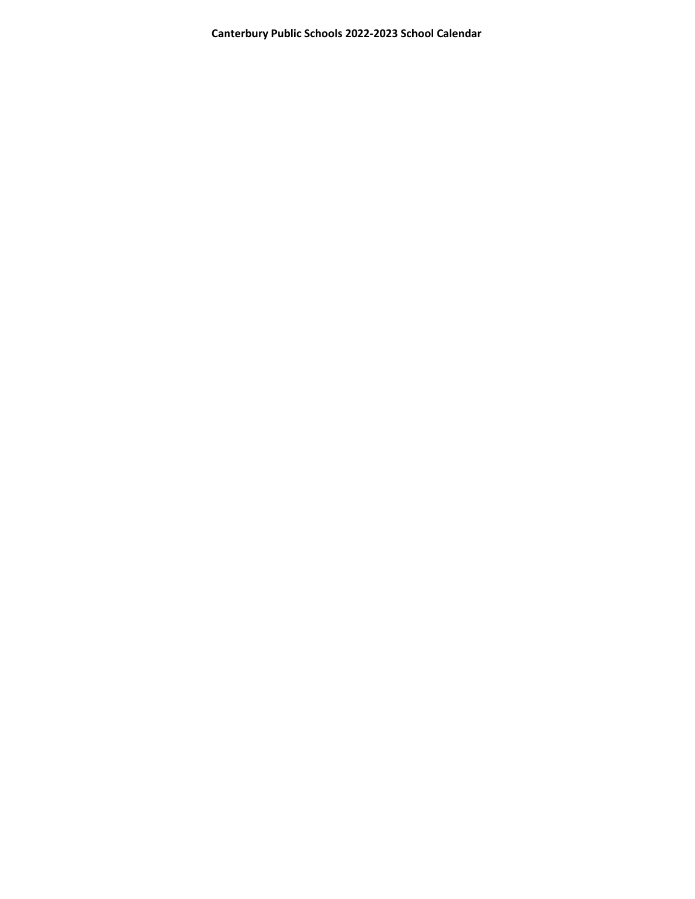**Canterbury Public Schools 2022-2023 School Calendar**